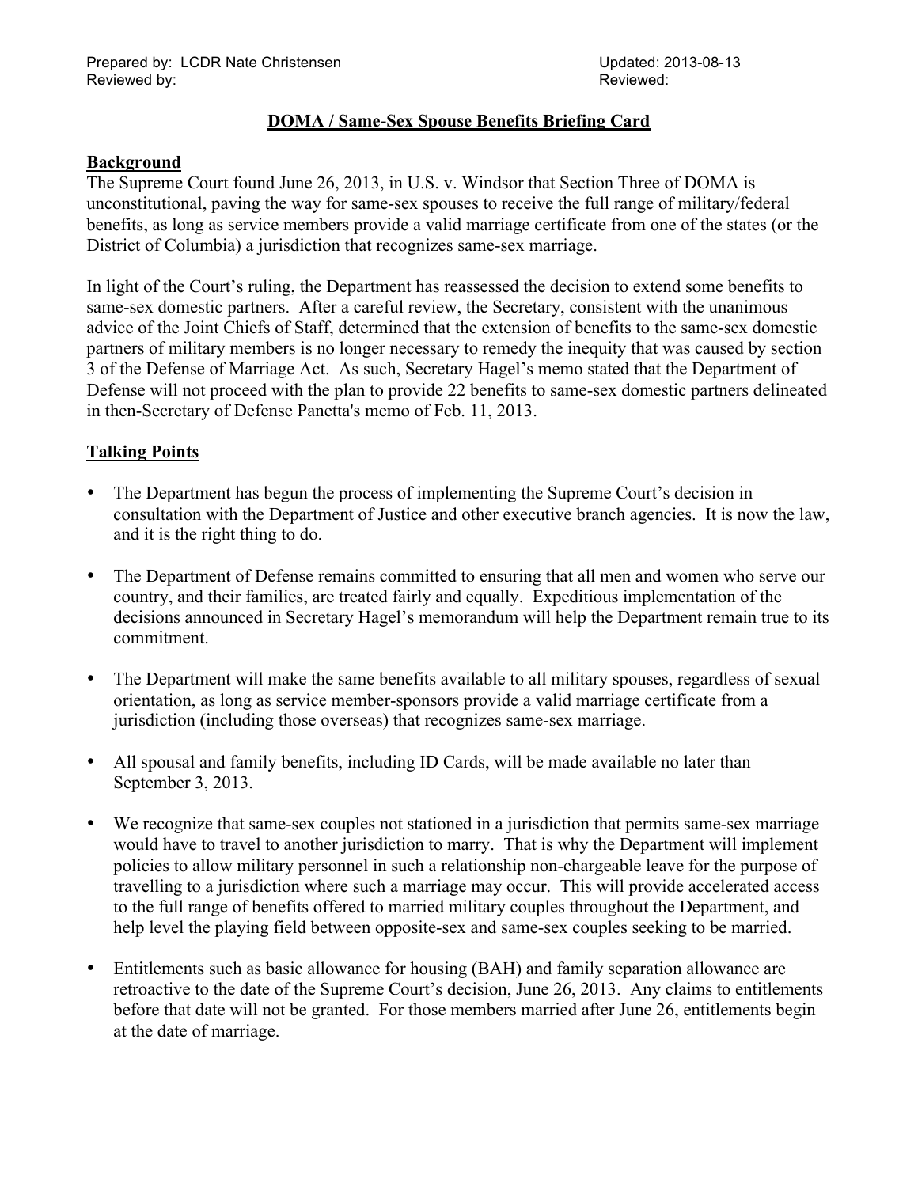Prepared by: LCDR Nate Christensen
Reviewed by:

Updated: 2013-08-13
Reviewed:

# DOMA / Same-Sex Spouse Benefits Briefing Card

## Background

The Supreme Court found June 26, 2013, in U.S. v. Windsor that Section Three of DOMA is unconstitutional, paving the way for same-sex spouses to receive the full range of military/federal benefits, as long as service members provide a valid marriage certificate from one of the states (or the District of Columbia) a jurisdiction that recognizes same-sex marriage.

In light of the Court's ruling, the Department has reassessed the decision to extend some benefits to same-sex domestic partners. After a careful review, the Secretary, consistent with the unanimous advice of the Joint Chiefs of Staff, determined that the extension of benefits to the same-sex domestic partners of military members is no longer necessary to remedy the inequity that was caused by section 3 of the Defense of Marriage Act. As such, Secretary Hagel's memo stated that the Department of Defense will not proceed with the plan to provide 22 benefits to same-sex domestic partners delineated in then-Secretary of Defense Panetta's memo of Feb. 11, 2013.

## Talking Points

- The Department has begun the process of implementing the Supreme Court's decision in consultation with the Department of Justice and other executive branch agencies. It is now the law, and it is the right thing to do.

- The Department of Defense remains committed to ensuring that all men and women who serve our country, and their families, are treated fairly and equally. Expeditious implementation of the decisions announced in Secretary Hagel's memorandum will help the Department remain true to its commitment.

- The Department will make the same benefits available to all military spouses, regardless of sexual orientation, as long as service member-sponsors provide a valid marriage certificate from a jurisdiction (including those overseas) that recognizes same-sex marriage.

- All spousal and family benefits, including ID Cards, will be made available no later than September 3, 2013.

- We recognize that same-sex couples not stationed in a jurisdiction that permits same-sex marriage would have to travel to another jurisdiction to marry. That is why the Department will implement policies to allow military personnel in such a relationship non-chargeable leave for the purpose of travelling to a jurisdiction where such a marriage may occur. This will provide accelerated access to the full range of benefits offered to married military couples throughout the Department, and help level the playing field between opposite-sex and same-sex couples seeking to be married.

- Entitlements such as basic allowance for housing (BAH) and family separation allowance are retroactive to the date of the Supreme Court's decision, June 26, 2013. Any claims to entitlements before that date will not be granted. For those members married after June 26, entitlements begin at the date of marriage.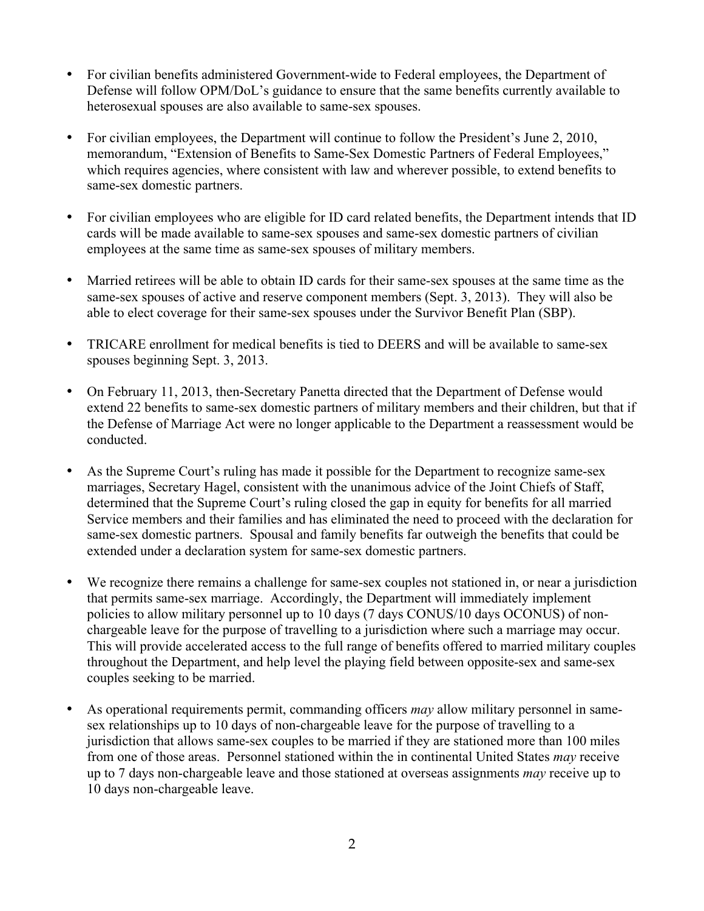- For civilian benefits administered Government-wide to Federal employees, the Department of Defense will follow OPM/DoL's guidance to ensure that the same benefits currently available to heterosexual spouses are also available to same-sex spouses.

- For civilian employees, the Department will continue to follow the President's June 2, 2010, memorandum, "Extension of Benefits to Same-Sex Domestic Partners of Federal Employees," which requires agencies, where consistent with law and wherever possible, to extend benefits to same-sex domestic partners.

- For civilian employees who are eligible for ID card related benefits, the Department intends that ID cards will be made available to same-sex spouses and same-sex domestic partners of civilian employees at the same time as same-sex spouses of military members.

- Married retirees will be able to obtain ID cards for their same-sex spouses at the same time as the same-sex spouses of active and reserve component members (Sept. 3, 2013). They will also be able to elect coverage for their same-sex spouses under the Survivor Benefit Plan (SBP).

- TRICARE enrollment for medical benefits is tied to DEERS and will be available to same-sex spouses beginning Sept. 3, 2013.

- On February 11, 2013, then-Secretary Panetta directed that the Department of Defense would extend 22 benefits to same-sex domestic partners of military members and their children, but that if the Defense of Marriage Act were no longer applicable to the Department a reassessment would be conducted.

- As the Supreme Court's ruling has made it possible for the Department to recognize same-sex marriages, Secretary Hagel, consistent with the unanimous advice of the Joint Chiefs of Staff, determined that the Supreme Court's ruling closed the gap in equity for benefits for all married Service members and their families and has eliminated the need to proceed with the declaration for same-sex domestic partners. Spousal and family benefits far outweigh the benefits that could be extended under a declaration system for same-sex domestic partners.

- We recognize there remains a challenge for same-sex couples not stationed in, or near a jurisdiction that permits same-sex marriage. Accordingly, the Department will immediately implement policies to allow military personnel up to 10 days (7 days CONUS/10 days OCONUS) of non-chargeable leave for the purpose of travelling to a jurisdiction where such a marriage may occur. This will provide accelerated access to the full range of benefits offered to married military couples throughout the Department, and help level the playing field between opposite-sex and same-sex couples seeking to be married.

- As operational requirements permit, commanding officers *may* allow military personnel in same-sex relationships up to 10 days of non-chargeable leave for the purpose of travelling to a jurisdiction that allows same-sex couples to be married if they are stationed more than 100 miles from one of those areas. Personnel stationed within the in continental United States *may* receive up to 7 days non-chargeable leave and those stationed at overseas assignments *may* receive up to 10 days non-chargeable leave.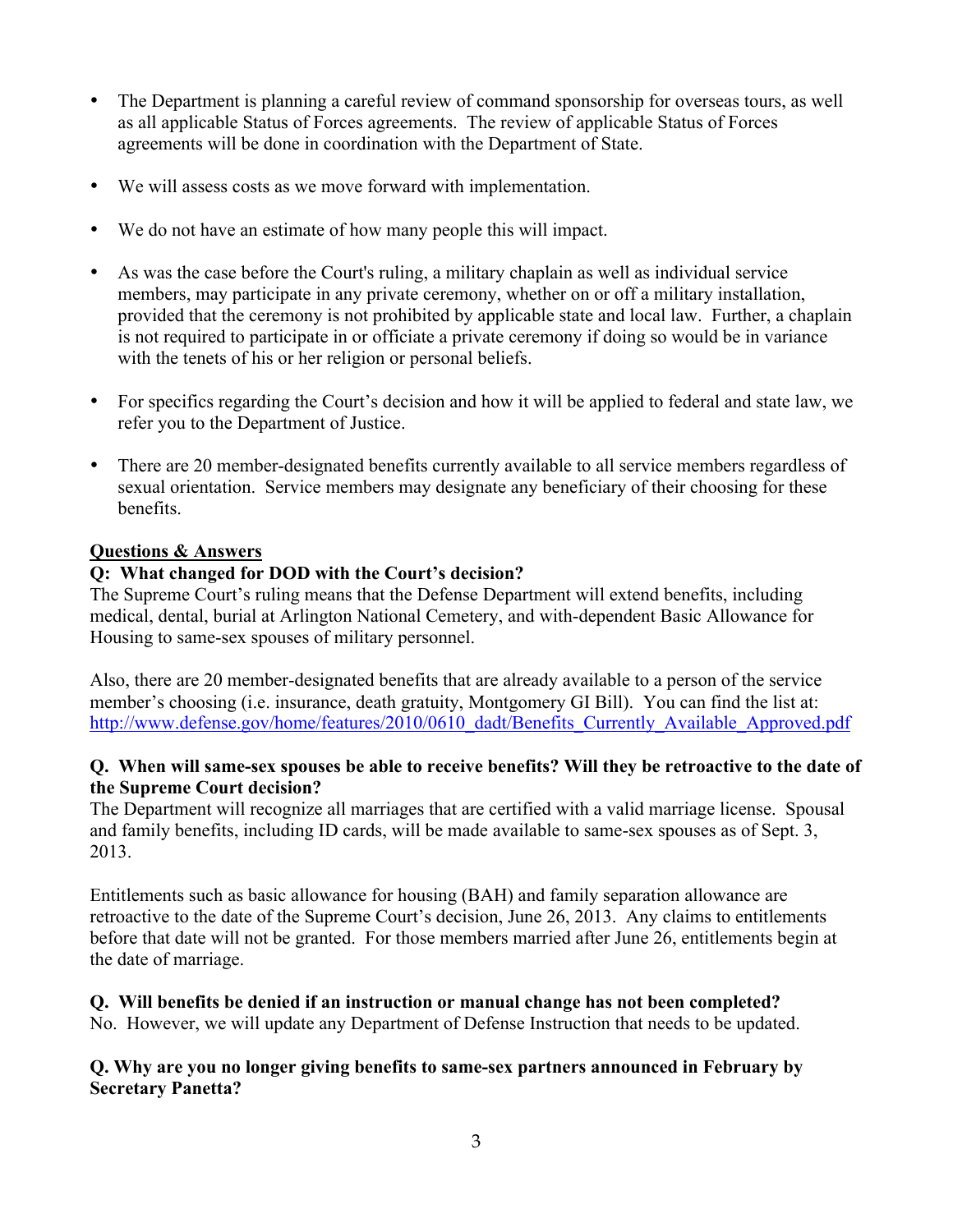- The Department is planning a careful review of command sponsorship for overseas tours, as well as all applicable Status of Forces agreements. The review of applicable Status of Forces agreements will be done in coordination with the Department of State.

- We will assess costs as we move forward with implementation.

- We do not have an estimate of how many people this will impact.

- As was the case before the Court's ruling, a military chaplain as well as individual service members, may participate in any private ceremony, whether on or off a military installation, provided that the ceremony is not prohibited by applicable state and local law. Further, a chaplain is not required to participate in or officiate a private ceremony if doing so would be in variance with the tenets of his or her religion or personal beliefs.

- For specifics regarding the Court's decision and how it will be applied to federal and state law, we refer you to the Department of Justice.

- There are 20 member-designated benefits currently available to all service members regardless of sexual orientation. Service members may designate any beneficiary of their choosing for these benefits.

**Questions & Answers**

**Q: What changed for DOD with the Court's decision?**

The Supreme Court's ruling means that the Defense Department will extend benefits, including medical, dental, burial at Arlington National Cemetery, and with-dependent Basic Allowance for Housing to same-sex spouses of military personnel.

Also, there are 20 member-designated benefits that are already available to a person of the service member's choosing (i.e. insurance, death gratuity, Montgomery GI Bill). You can find the list at: http://www.defense.gov/home/features/2010/0610_dadt/Benefits_Currently_Available_Approved.pdf

**Q. When will same-sex spouses be able to receive benefits? Will they be retroactive to the date of the Supreme Court decision?**

The Department will recognize all marriages that are certified with a valid marriage license. Spousal and family benefits, including ID cards, will be made available to same-sex spouses as of Sept. 3, 2013.

Entitlements such as basic allowance for housing (BAH) and family separation allowance are retroactive to the date of the Supreme Court's decision, June 26, 2013. Any claims to entitlements before that date will not be granted. For those members married after June 26, entitlements begin at the date of marriage.

**Q. Will benefits be denied if an instruction or manual change has not been completed?**

No. However, we will update any Department of Defense Instruction that needs to be updated.

**Q. Why are you no longer giving benefits to same-sex partners announced in February by Secretary Panetta?**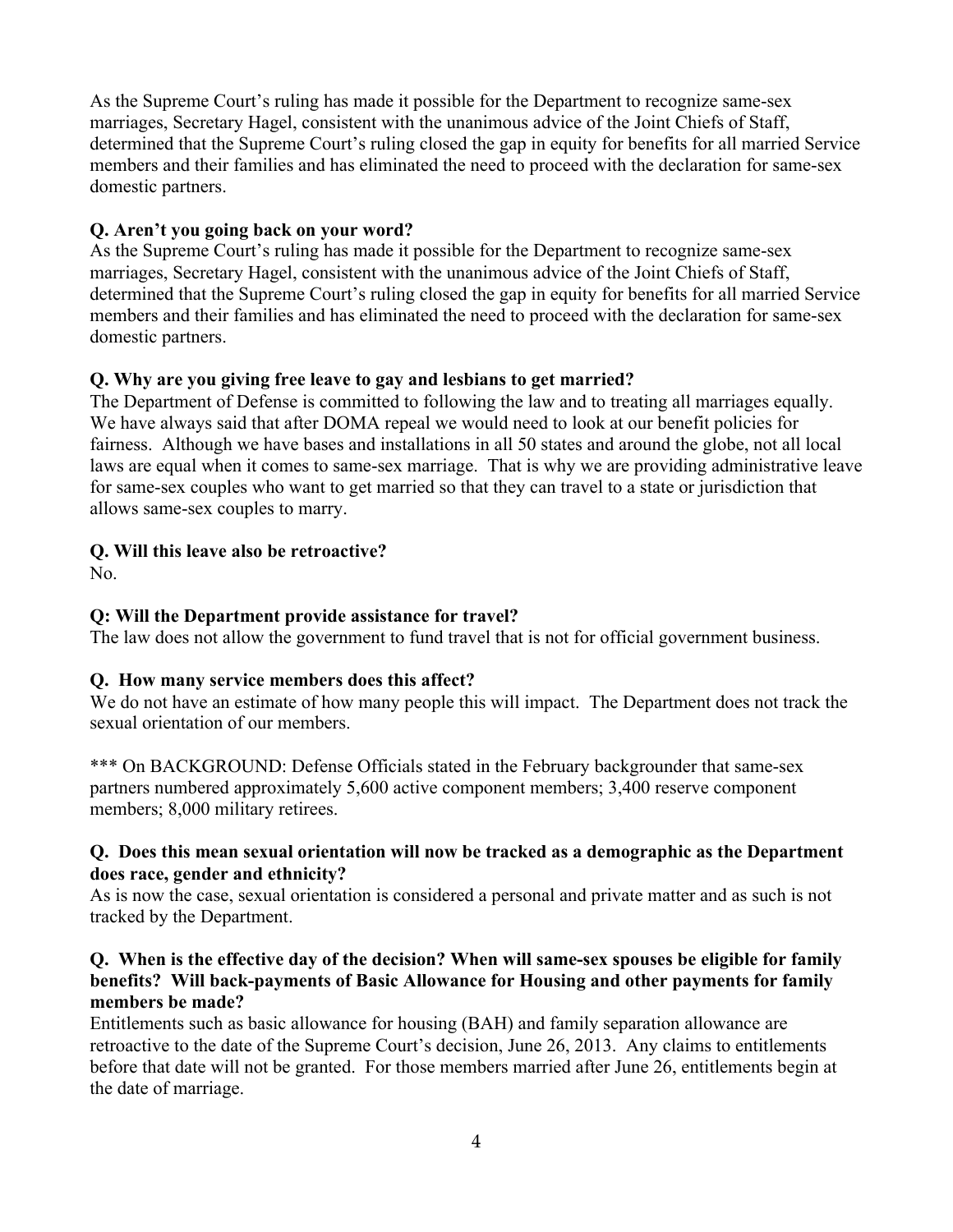As the Supreme Court's ruling has made it possible for the Department to recognize same-sex marriages, Secretary Hagel, consistent with the unanimous advice of the Joint Chiefs of Staff, determined that the Supreme Court's ruling closed the gap in equity for benefits for all married Service members and their families and has eliminated the need to proceed with the declaration for same-sex domestic partners.

**Q. Aren't you going back on your word?**
As the Supreme Court's ruling has made it possible for the Department to recognize same-sex marriages, Secretary Hagel, consistent with the unanimous advice of the Joint Chiefs of Staff, determined that the Supreme Court's ruling closed the gap in equity for benefits for all married Service members and their families and has eliminated the need to proceed with the declaration for same-sex domestic partners.

**Q. Why are you giving free leave to gay and lesbians to get married?**
The Department of Defense is committed to following the law and to treating all marriages equally. We have always said that after DOMA repeal we would need to look at our benefit policies for fairness. Although we have bases and installations in all 50 states and around the globe, not all local laws are equal when it comes to same-sex marriage. That is why we are providing administrative leave for same-sex couples who want to get married so that they can travel to a state or jurisdiction that allows same-sex couples to marry.

**Q. Will this leave also be retroactive?**
No.

**Q: Will the Department provide assistance for travel?**
The law does not allow the government to fund travel that is not for official government business.

**Q. How many service members does this affect?**
We do not have an estimate of how many people this will impact. The Department does not track the sexual orientation of our members.

*** On BACKGROUND: Defense Officials stated in the February backgrounder that same-sex partners numbered approximately 5,600 active component members; 3,400 reserve component members; 8,000 military retirees.

**Q. Does this mean sexual orientation will now be tracked as a demographic as the Department does race, gender and ethnicity?**
As is now the case, sexual orientation is considered a personal and private matter and as such is not tracked by the Department.

**Q. When is the effective day of the decision? When will same-sex spouses be eligible for family benefits? Will back-payments of Basic Allowance for Housing and other payments for family members be made?**
Entitlements such as basic allowance for housing (BAH) and family separation allowance are retroactive to the date of the Supreme Court's decision, June 26, 2013. Any claims to entitlements before that date will not be granted. For those members married after June 26, entitlements begin at the date of marriage.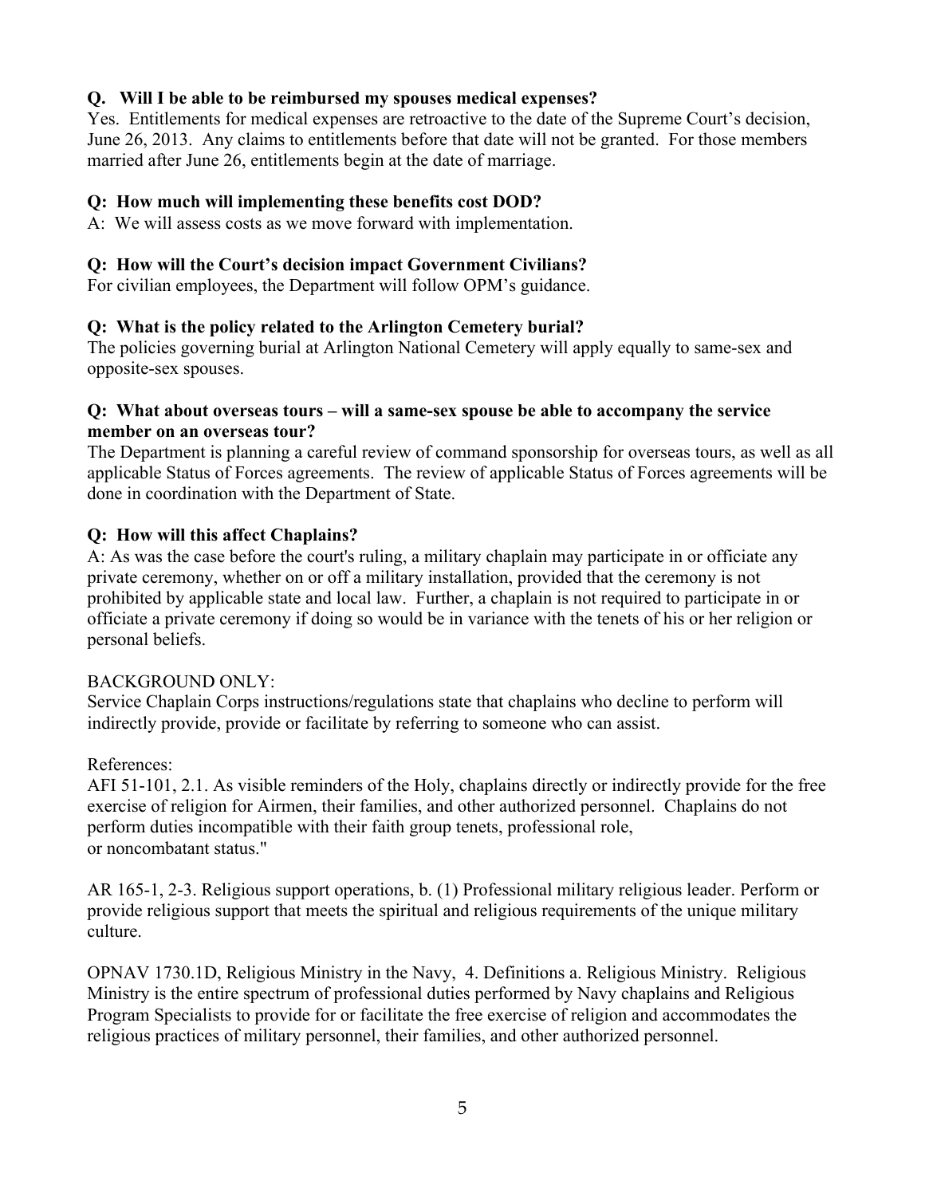**Q. Will I be able to be reimbursed my spouses medical expenses?**

Yes. Entitlements for medical expenses are retroactive to the date of the Supreme Court's decision, June 26, 2013. Any claims to entitlements before that date will not be granted. For those members married after June 26, entitlements begin at the date of marriage.

**Q: How much will implementing these benefits cost DOD?**

A: We will assess costs as we move forward with implementation.

**Q: How will the Court's decision impact Government Civilians?**

For civilian employees, the Department will follow OPM's guidance.

**Q: What is the policy related to the Arlington Cemetery burial?**

The policies governing burial at Arlington National Cemetery will apply equally to same-sex and opposite-sex spouses.

**Q: What about overseas tours – will a same-sex spouse be able to accompany the service member on an overseas tour?**

The Department is planning a careful review of command sponsorship for overseas tours, as well as all applicable Status of Forces agreements. The review of applicable Status of Forces agreements will be done in coordination with the Department of State.

**Q: How will this affect Chaplains?**

A: As was the case before the court's ruling, a military chaplain may participate in or officiate any private ceremony, whether on or off a military installation, provided that the ceremony is not prohibited by applicable state and local law. Further, a chaplain is not required to participate in or officiate a private ceremony if doing so would be in variance with the tenets of his or her religion or personal beliefs.

BACKGROUND ONLY:

Service Chaplain Corps instructions/regulations state that chaplains who decline to perform will indirectly provide, provide or facilitate by referring to someone who can assist.

References:

AFI 51-101, 2.1. As visible reminders of the Holy, chaplains directly or indirectly provide for the free exercise of religion for Airmen, their families, and other authorized personnel. Chaplains do not perform duties incompatible with their faith group tenets, professional role, or noncombatant status."

AR 165-1, 2-3. Religious support operations, b. (1) Professional military religious leader. Perform or provide religious support that meets the spiritual and religious requirements of the unique military culture.

OPNAV 1730.1D, Religious Ministry in the Navy, 4. Definitions a. Religious Ministry. Religious Ministry is the entire spectrum of professional duties performed by Navy chaplains and Religious Program Specialists to provide for or facilitate the free exercise of religion and accommodates the religious practices of military personnel, their families, and other authorized personnel.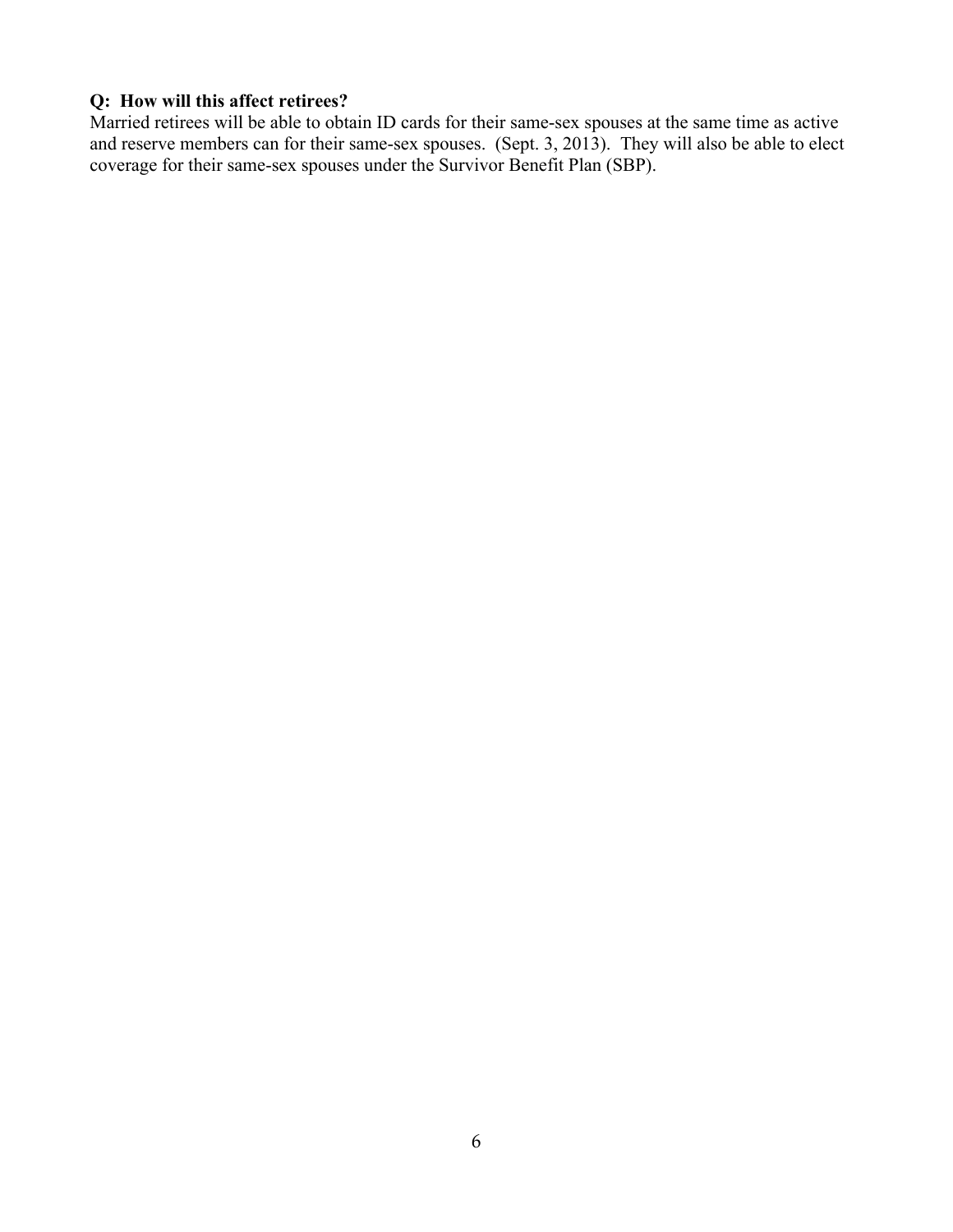**Q: How will this affect retirees?**

Married retirees will be able to obtain ID cards for their same-sex spouses at the same time as active and reserve members can for their same-sex spouses. (Sept. 3, 2013). They will also be able to elect coverage for their same-sex spouses under the Survivor Benefit Plan (SBP).